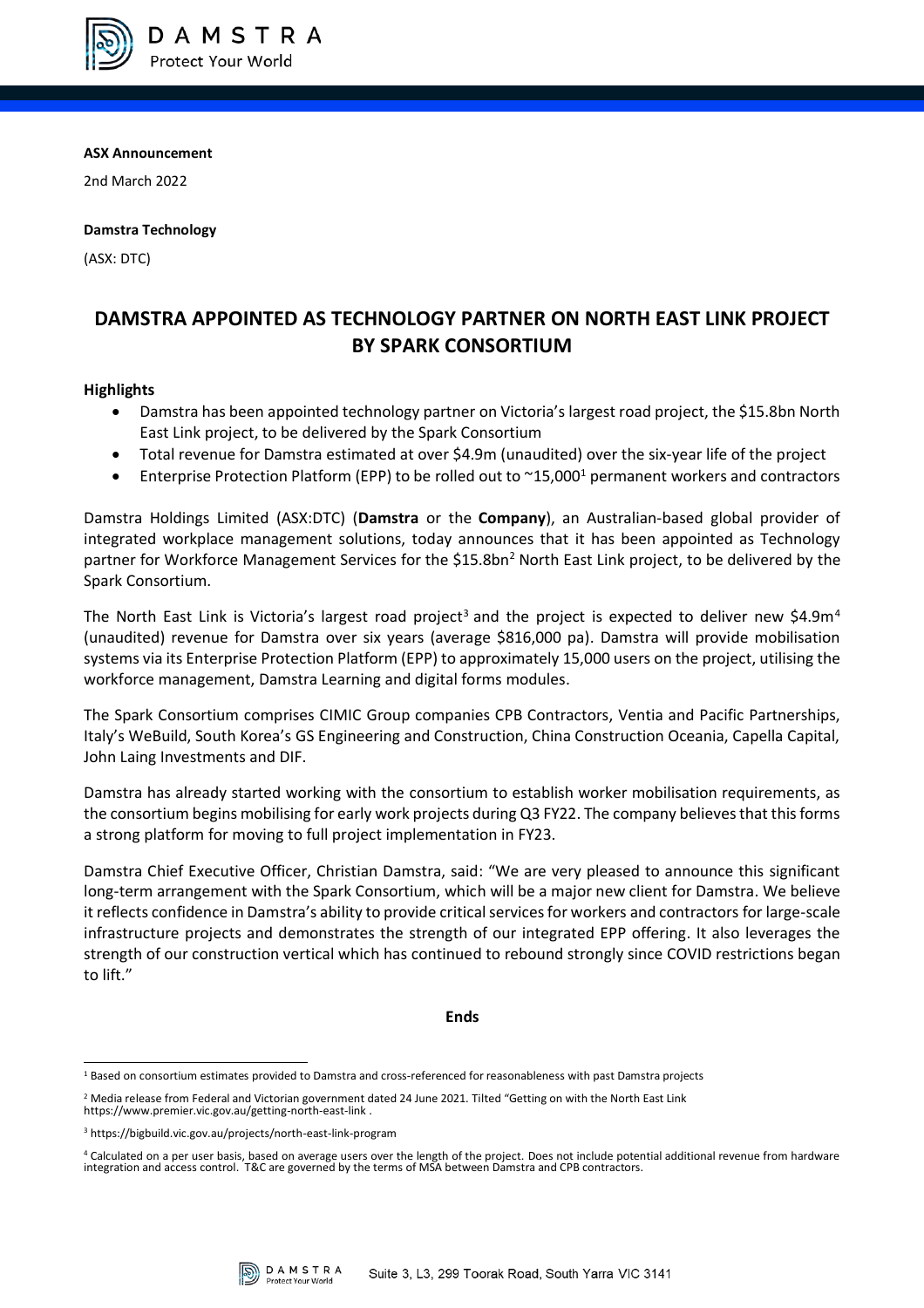**ASX Announcement**

2nd March 2022

**Damstra Technology**

(ASX: DTC)

# DAMSTRA APPOINTED AS TECHNOLOGY PARTNER ON NORTH EAST LINK PROJECT BY SPARK CONSORTIUM

**Highlights**

- Damstra has been appointed technology partner on Victoria's largest road project, the $15.8bn North East Link project, to be delivered by the Spark Consortium
- Total revenue for Damstra estimated at over $4.9m (unaudited) over the six-year life of the project
- Enterprise Protection Platform (EPP) to be rolled out to ~15,000[1] permanent workers and contractors

Damstra Holdings Limited (ASX:DTC) (**Damstra** or the **Company**), an Australian-based global provider of integrated workplace management solutions, today announces that it has been appointed as Technology partner for Workforce Management Services for the $15.8bn[2] North East Link project, to be delivered by the Spark Consortium.

The North East Link is Victoria's largest road project[3] and the project is expected to deliver new $4.9m[4] (unaudited) revenue for Damstra over six years (average $816,000 pa). Damstra will provide mobilisation systems via its Enterprise Protection Platform (EPP) to approximately 15,000 users on the project, utilising the workforce management, Damstra Learning and digital forms modules.

The Spark Consortium comprises CIMIC Group companies CPB Contractors, Ventia and Pacific Partnerships, Italy's WeBuild, South Korea's GS Engineering and Construction, China Construction Oceania, Capella Capital, John Laing Investments and DIF.

Damstra has already started working with the consortium to establish worker mobilisation requirements, as the consortium begins mobilising for early work projects during Q3 FY22. The company believes that this forms a strong platform for moving to full project implementation in FY23.

Damstra Chief Executive Officer, Christian Damstra, said: "We are very pleased to announce this significant long-term arrangement with the Spark Consortium, which will be a major new client for Damstra. We believe it reflects confidence in Damstra's ability to provide critical services for workers and contractors for large-scale infrastructure projects and demonstrates the strength of our integrated EPP offering. It also leverages the strength of our construction vertical which has continued to rebound strongly since COVID restrictions began to lift."

**Ends**

---

[1] Based on consortium estimates provided to Damstra and cross-referenced for reasonableness with past Damstra projects

[2] Media release from Federal and Victorian government dated 24 June 2021. Tilted "Getting on with the North East Link https://www.premier.vic.gov.au/getting-north-east-link .

[3] https://bigbuild.vic.gov.au/projects/north-east-link-program

[4] Calculated on a per user basis, based on average users over the length of the project. Does not include potential additional revenue from hardware integration and access control. T&C are governed by the terms of MSA between Damstra and CPB contractors.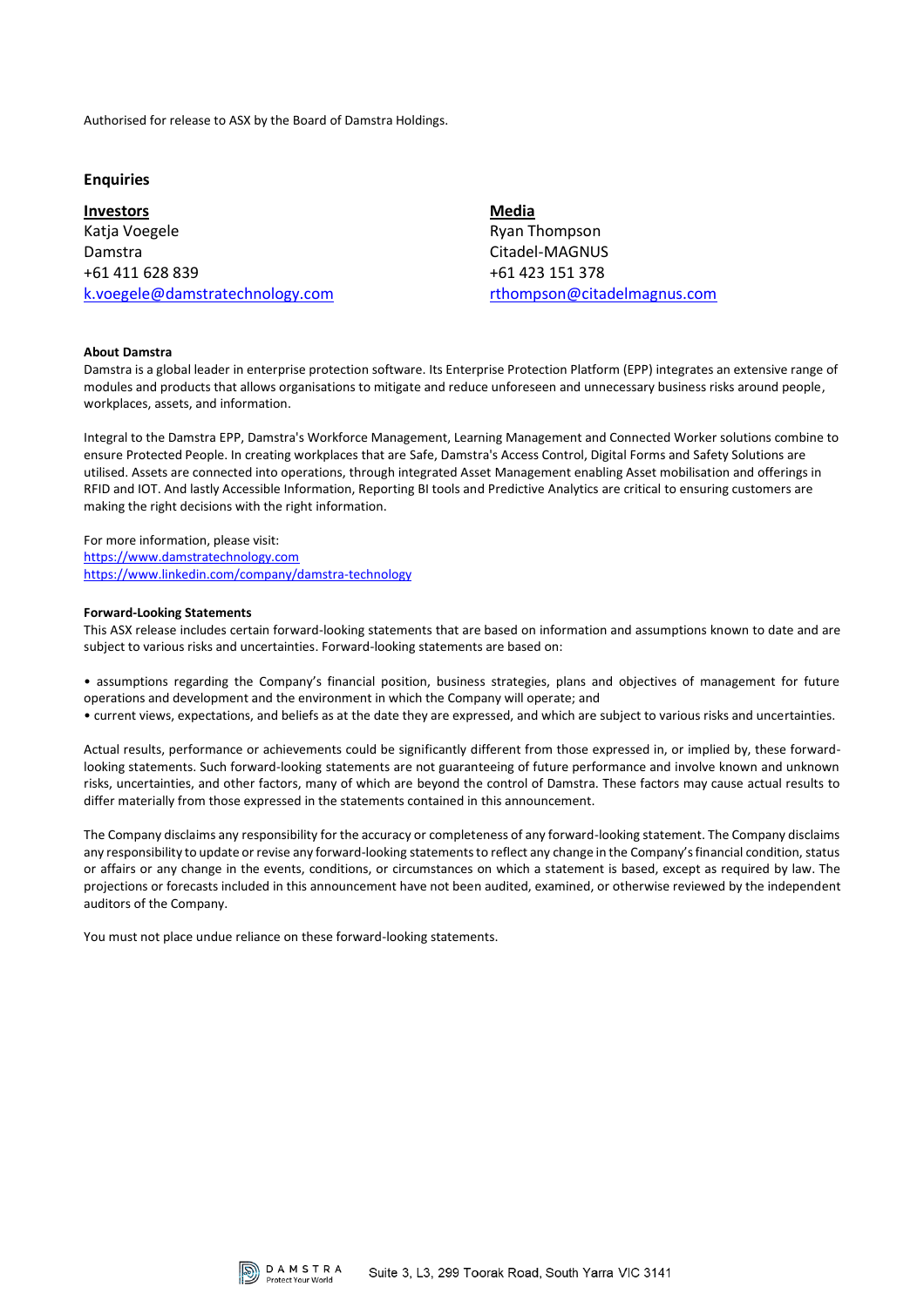Authorised for release to ASX by the Board of Damstra Holdings.

**Enquiries**

**Investors**
Katja Voegele
Damstra
+61 411 628 839
k.voegele@damstratechnology.com

**Media**
Ryan Thompson
Citadel-MAGNUS
+61 423 151 378
rthompson@citadelmagnus.com

**About Damstra**

Damstra is a global leader in enterprise protection software. Its Enterprise Protection Platform (EPP) integrates an extensive range of modules and products that allows organisations to mitigate and reduce unforeseen and unnecessary business risks around people, workplaces, assets, and information.

Integral to the Damstra EPP, Damstra's Workforce Management, Learning Management and Connected Worker solutions combine to ensure Protected People. In creating workplaces that are Safe, Damstra's Access Control, Digital Forms and Safety Solutions are utilised. Assets are connected into operations, through integrated Asset Management enabling Asset mobilisation and offerings in RFID and IOT. And lastly Accessible Information, Reporting BI tools and Predictive Analytics are critical to ensuring customers are making the right decisions with the right information.

For more information, please visit:
https://www.damstratechnology.com
https://www.linkedin.com/company/damstra-technology

**Forward-Looking Statements**

This ASX release includes certain forward-looking statements that are based on information and assumptions known to date and are subject to various risks and uncertainties. Forward-looking statements are based on:

- assumptions regarding the Company's financial position, business strategies, plans and objectives of management for future operations and development and the environment in which the Company will operate; and
- current views, expectations, and beliefs as at the date they are expressed, and which are subject to various risks and uncertainties.

Actual results, performance or achievements could be significantly different from those expressed in, or implied by, these forward-looking statements. Such forward-looking statements are not guaranteeing of future performance and involve known and unknown risks, uncertainties, and other factors, many of which are beyond the control of Damstra. These factors may cause actual results to differ materially from those expressed in the statements contained in this announcement.

The Company disclaims any responsibility for the accuracy or completeness of any forward-looking statement. The Company disclaims any responsibility to update or revise any forward-looking statements to reflect any change in the Company's financial condition, status or affairs or any change in the events, conditions, or circumstances on which a statement is based, except as required by law. The projections or forecasts included in this announcement have not been audited, examined, or otherwise reviewed by the independent auditors of the Company.

You must not place undue reliance on these forward-looking statements.